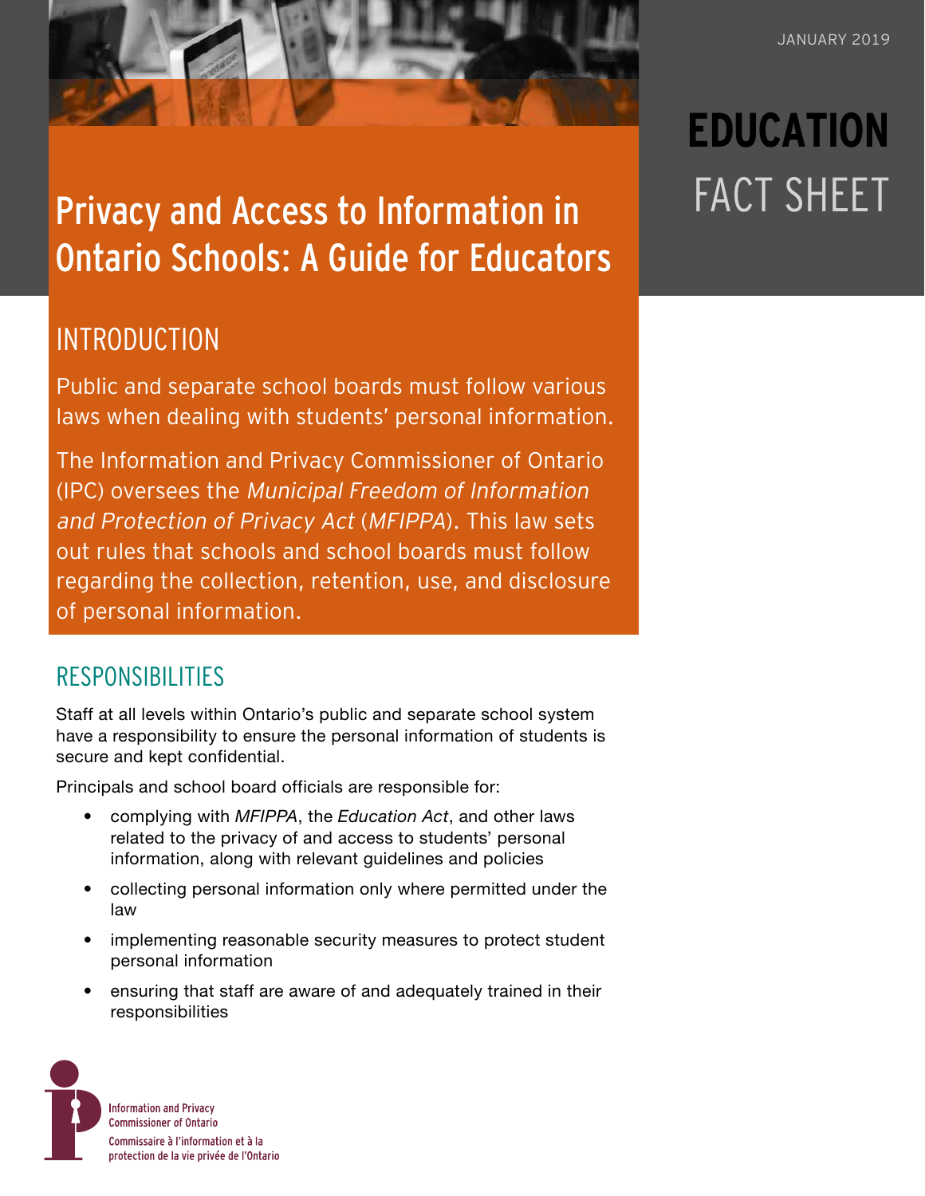JANUARY 2019

# EDUCATION FACT SHEET

# Privacy and Access to Information in Ontario Schools: A Guide for Educators

## INTRODUCTION

Public and separate school boards must follow various laws when dealing with students' personal information.

The Information and Privacy Commissioner of Ontario (IPC) oversees the *Municipal Freedom of Information and Protection of Privacy Act* (*MFIPPA*). This law sets out rules that schools and school boards must follow regarding the collection, retention, use, and disclosure of personal information.

## RESPONSIBILITIES

Staff at all levels within Ontario's public and separate school system have a responsibility to ensure the personal information of students is secure and kept confidential.

Principals and school board officials are responsible for:

- complying with *MFIPPA*, the *Education Act*, and other laws related to the privacy of and access to students' personal information, along with relevant guidelines and policies
- collecting personal information only where permitted under the law
- implementing reasonable security measures to protect student personal information
- ensuring that staff are aware of and adequately trained in their responsibilities

Information and Privacy Commissioner of Ontario
Commissaire à l'information et à la protection de la vie privée de l'Ontario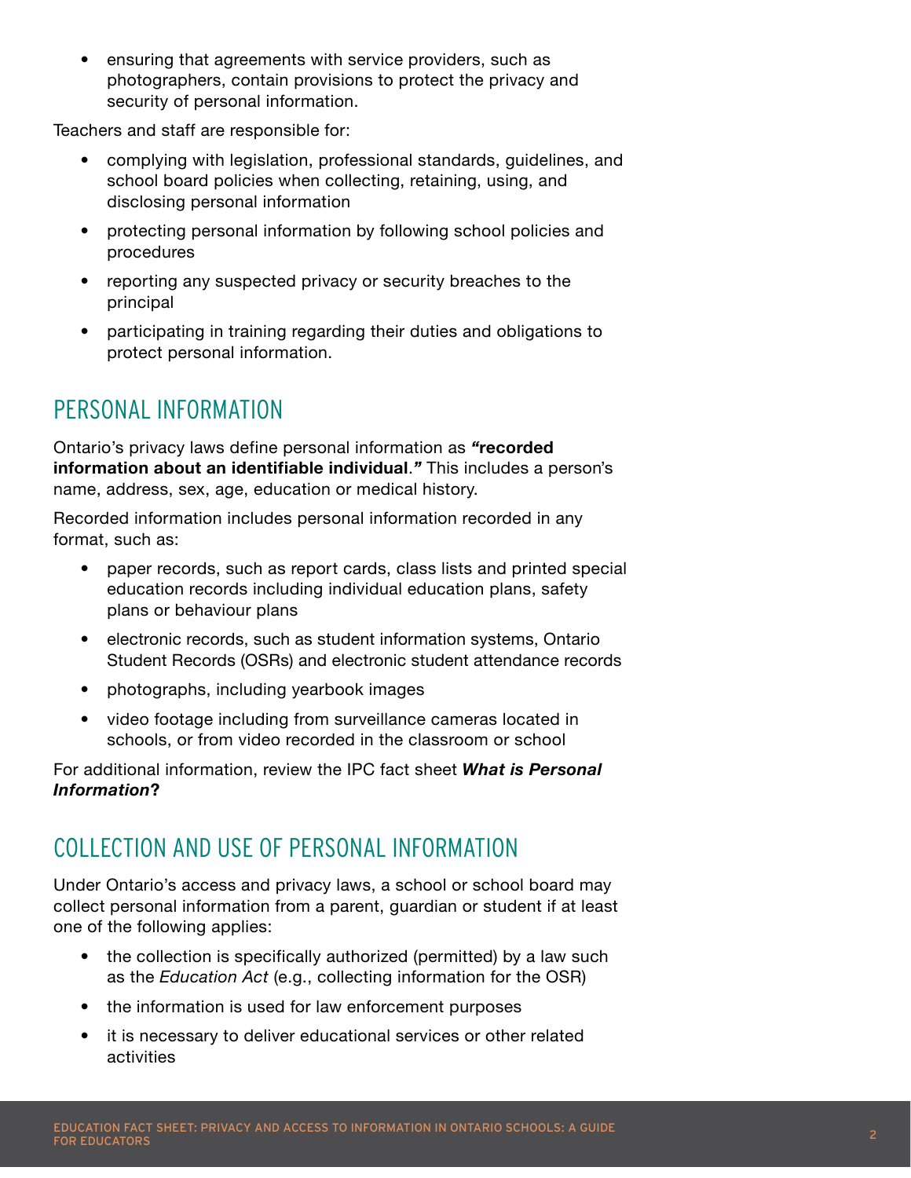- ensuring that agreements with service providers, such as photographers, contain provisions to protect the privacy and security of personal information.

Teachers and staff are responsible for:

- complying with legislation, professional standards, guidelines, and school board policies when collecting, retaining, using, and disclosing personal information
- protecting personal information by following school policies and procedures
- reporting any suspected privacy or security breaches to the principal
- participating in training regarding their duties and obligations to protect personal information.

## PERSONAL INFORMATION

Ontario's privacy laws define personal information as ***"*recorded information about an identifiable individual*."*** This includes a person's name, address, sex, age, education or medical history.

Recorded information includes personal information recorded in any format, such as:

- paper records, such as report cards, class lists and printed special education records including individual education plans, safety plans or behaviour plans
- electronic records, such as student information systems, Ontario Student Records (OSRs) and electronic student attendance records
- photographs, including yearbook images
- video footage including from surveillance cameras located in schools, or from video recorded in the classroom or school

For additional information, review the IPC fact sheet ***What is Personal Information*?**

## COLLECTION AND USE OF PERSONAL INFORMATION

Under Ontario's access and privacy laws, a school or school board may collect personal information from a parent, guardian or student if at least one of the following applies:

- the collection is specifically authorized (permitted) by a law such as the *Education Act* (e.g., collecting information for the OSR)
- the information is used for law enforcement purposes
- it is necessary to deliver educational services or other related activities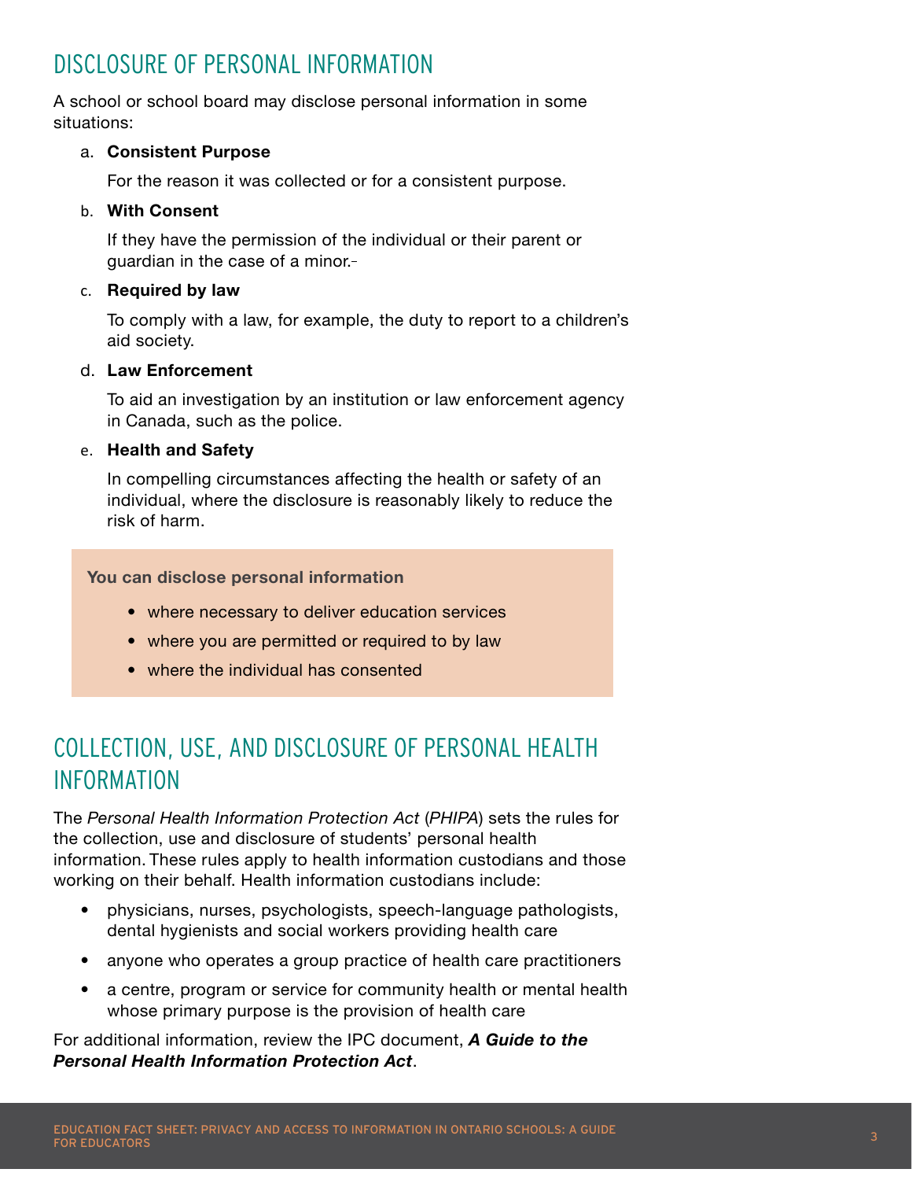## DISCLOSURE OF PERSONAL INFORMATION

A school or school board may disclose personal information in some situations:

a. **Consistent Purpose**

   For the reason it was collected or for a consistent purpose.

b. **With Consent**

   If they have the permission of the individual or their parent or guardian in the case of a minor.

c. **Required by law**

   To comply with a law, for example, the duty to report to a children's aid society.

d. **Law Enforcement**

   To aid an investigation by an institution or law enforcement agency in Canada, such as the police.

e. **Health and Safety**

   In compelling circumstances affecting the health or safety of an individual, where the disclosure is reasonably likely to reduce the risk of harm.

> **You can disclose personal information**
>
> - where necessary to deliver education services
> - where you are permitted or required to by law
> - where the individual has consented

## COLLECTION, USE, AND DISCLOSURE OF PERSONAL HEALTH INFORMATION

The *Personal Health Information Protection Act* (*PHIPA*) sets the rules for the collection, use and disclosure of students' personal health information. These rules apply to health information custodians and those working on their behalf. Health information custodians include:

- physicians, nurses, psychologists, speech-language pathologists, dental hygienists and social workers providing health care
- anyone who operates a group practice of health care practitioners
- a centre, program or service for community health or mental health whose primary purpose is the provision of health care

For additional information, review the IPC document, ***A Guide to the Personal Health Information Protection Act***.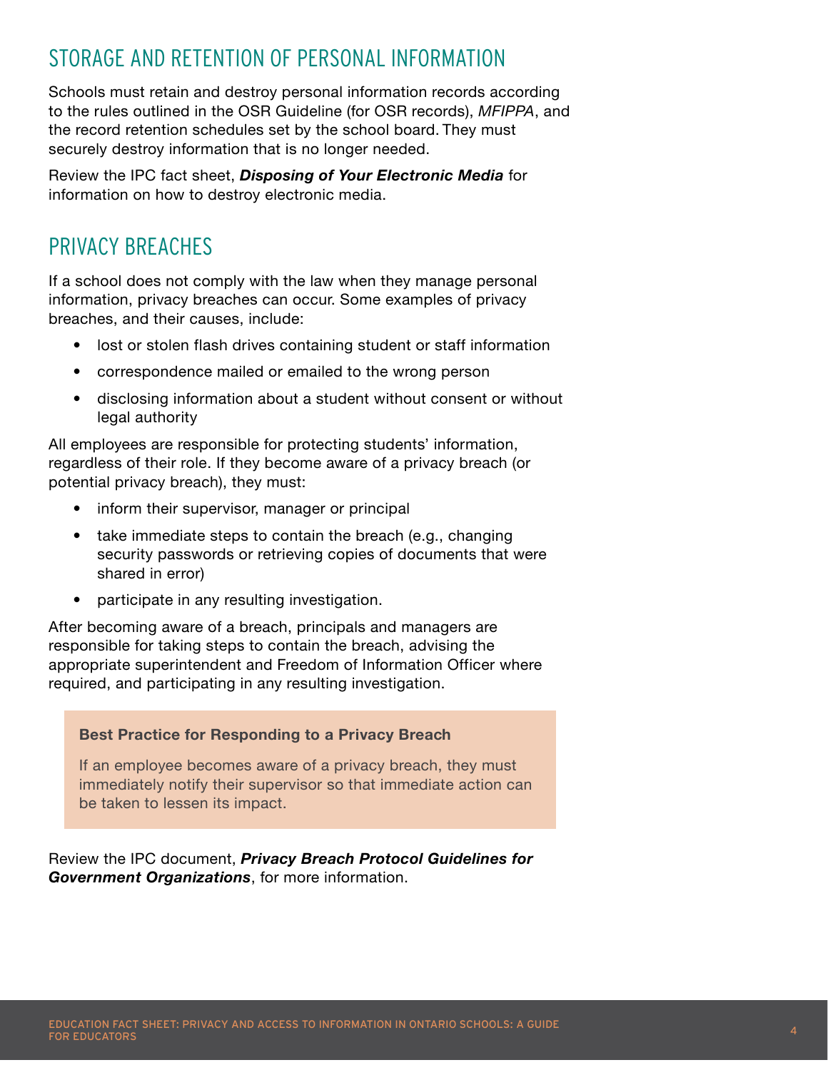## STORAGE AND RETENTION OF PERSONAL INFORMATION

Schools must retain and destroy personal information records according to the rules outlined in the OSR Guideline (for OSR records), *MFIPPA*, and the record retention schedules set by the school board. They must securely destroy information that is no longer needed.

Review the IPC fact sheet, ***Disposing of Your Electronic Media*** for information on how to destroy electronic media.

## PRIVACY BREACHES

If a school does not comply with the law when they manage personal information, privacy breaches can occur. Some examples of privacy breaches, and their causes, include:

- lost or stolen flash drives containing student or staff information
- correspondence mailed or emailed to the wrong person
- disclosing information about a student without consent or without legal authority

All employees are responsible for protecting students' information, regardless of their role. If they become aware of a privacy breach (or potential privacy breach), they must:

- inform their supervisor, manager or principal
- take immediate steps to contain the breach (e.g., changing security passwords or retrieving copies of documents that were shared in error)
- participate in any resulting investigation.

After becoming aware of a breach, principals and managers are responsible for taking steps to contain the breach, advising the appropriate superintendent and Freedom of Information Officer where required, and participating in any resulting investigation.

> **Best Practice for Responding to a Privacy Breach**
>
> If an employee becomes aware of a privacy breach, they must immediately notify their supervisor so that immediate action can be taken to lessen its impact.

Review the IPC document, ***Privacy Breach Protocol Guidelines for Government Organizations***, for more information.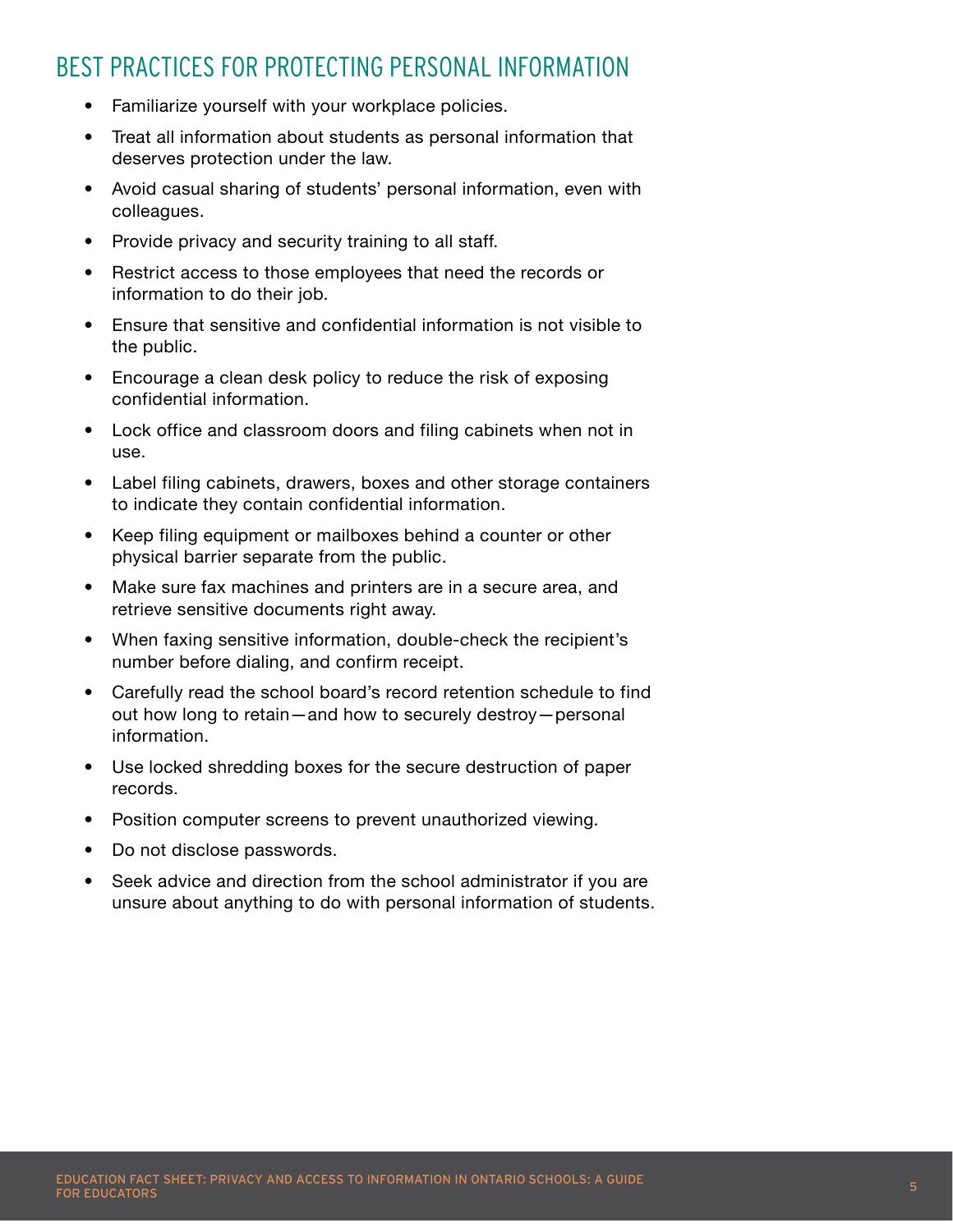## BEST PRACTICES FOR PROTECTING PERSONAL INFORMATION

- Familiarize yourself with your workplace policies.
- Treat all information about students as personal information that deserves protection under the law.
- Avoid casual sharing of students' personal information, even with colleagues.
- Provide privacy and security training to all staff.
- Restrict access to those employees that need the records or information to do their job.
- Ensure that sensitive and confidential information is not visible to the public.
- Encourage a clean desk policy to reduce the risk of exposing confidential information.
- Lock office and classroom doors and filing cabinets when not in use.
- Label filing cabinets, drawers, boxes and other storage containers to indicate they contain confidential information.
- Keep filing equipment or mailboxes behind a counter or other physical barrier separate from the public.
- Make sure fax machines and printers are in a secure area, and retrieve sensitive documents right away.
- When faxing sensitive information, double-check the recipient's number before dialing, and confirm receipt.
- Carefully read the school board's record retention schedule to find out how long to retain—and how to securely destroy—personal information.
- Use locked shredding boxes for the secure destruction of paper records.
- Position computer screens to prevent unauthorized viewing.
- Do not disclose passwords.
- Seek advice and direction from the school administrator if you are unsure about anything to do with personal information of students.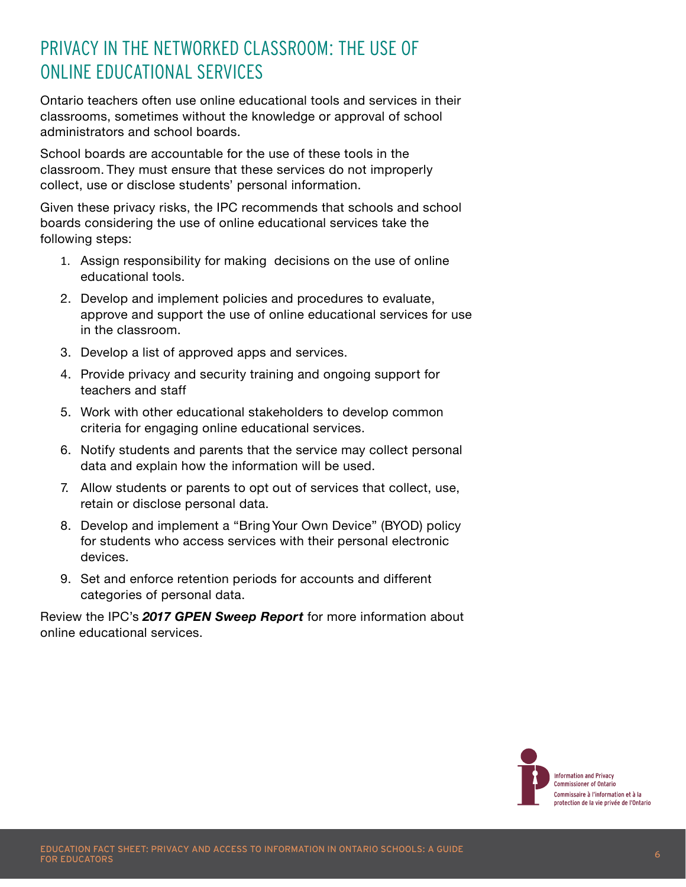## PRIVACY IN THE NETWORKED CLASSROOM: THE USE OF ONLINE EDUCATIONAL SERVICES

Ontario teachers often use online educational tools and services in their classrooms, sometimes without the knowledge or approval of school administrators and school boards.

School boards are accountable for the use of these tools in the classroom. They must ensure that these services do not improperly collect, use or disclose students' personal information.

Given these privacy risks, the IPC recommends that schools and school boards considering the use of online educational services take the following steps:

1. Assign responsibility for making decisions on the use of online educational tools.
2. Develop and implement policies and procedures to evaluate, approve and support the use of online educational services for use in the classroom.
3. Develop a list of approved apps and services.
4. Provide privacy and security training and ongoing support for teachers and staff
5. Work with other educational stakeholders to develop common criteria for engaging online educational services.
6. Notify students and parents that the service may collect personal data and explain how the information will be used.
7. Allow students or parents to opt out of services that collect, use, retain or disclose personal data.
8. Develop and implement a "Bring Your Own Device" (BYOD) policy for students who access services with their personal electronic devices.
9. Set and enforce retention periods for accounts and different categories of personal data.

Review the IPC's ***2017 GPEN Sweep Report*** for more information about online educational services.

Information and Privacy Commissioner of Ontario
Commissaire à l'information et à la protection de la vie privée de l'Ontario